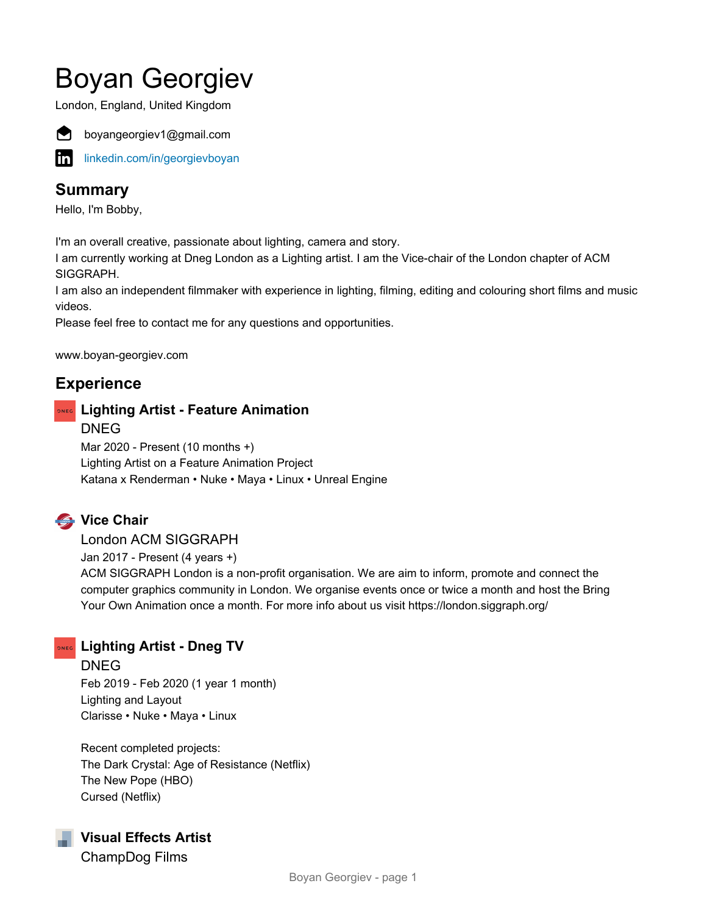# Boyan Georgiev

London, England, United Kingdom

boyangeorgiev1@gmail.com

linkedin.com/in/georgievboyan

## Summary

Hello, I'm Bobby,

I'm an overall creative, passionate about lighting, camera and story.
I am currently working at Dneg London as a Lighting artist. I am the Vice-chair of the London chapter of ACM SIGGRAPH.
I am also an independent filmmaker with experience in lighting, filming, editing and colouring short films and music videos.
Please feel free to contact me for any questions and opportunities.

www.boyan-georgiev.com

## Experience

### Lighting Artist - Feature Animation

DNEG
Mar 2020 - Present (10 months +)
Lighting Artist on a Feature Animation Project
Katana x Renderman • Nuke • Maya • Linux • Unreal Engine

### Vice Chair

London ACM SIGGRAPH
Jan 2017 - Present (4 years +)
ACM SIGGRAPH London is a non-profit organisation. We are aim to inform, promote and connect the computer graphics community in London. We organise events once or twice a month and host the Bring Your Own Animation once a month. For more info about us visit https://london.siggraph.org/

### Lighting Artist - Dneg TV

DNEG
Feb 2019 - Feb 2020 (1 year 1 month)
Lighting and Layout
Clarisse • Nuke • Maya • Linux

Recent completed projects:
The Dark Crystal: Age of Resistance (Netflix)
The New Pope (HBO)
Cursed (Netflix)

### Visual Effects Artist

ChampDog Films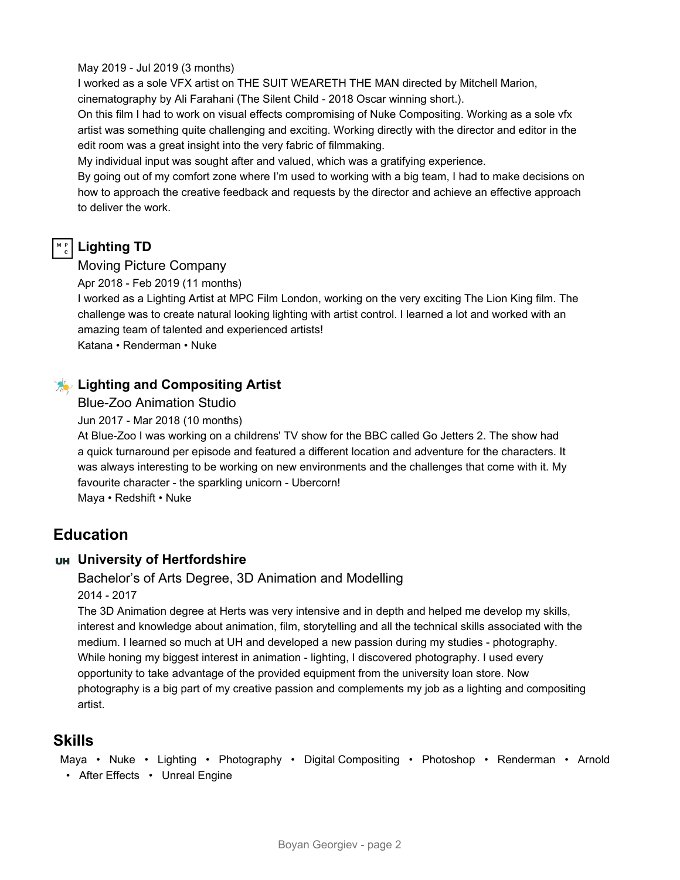May 2019 - Jul 2019 (3 months)
I worked as a sole VFX artist on THE SUIT WEARETH THE MAN directed by Mitchell Marion, cinematography by Ali Farahani (The Silent Child - 2018 Oscar winning short.).
On this film I had to work on visual effects compromising of Nuke Compositing. Working as a sole vfx artist was something quite challenging and exciting. Working directly with the director and editor in the edit room was a great insight into the very fabric of filmmaking.
My individual input was sought after and valued, which was a gratifying experience.
By going out of my comfort zone where I'm used to working with a big team, I had to make decisions on how to approach the creative feedback and requests by the director and achieve an effective approach to deliver the work.

### Lighting TD

Moving Picture Company
Apr 2018 - Feb 2019 (11 months)
I worked as a Lighting Artist at MPC Film London, working on the very exciting The Lion King film. The challenge was to create natural looking lighting with artist control. I learned a lot and worked with an amazing team of talented and experienced artists!
Katana • Renderman • Nuke

### Lighting and Compositing Artist

Blue-Zoo Animation Studio
Jun 2017 - Mar 2018 (10 months)
At Blue-Zoo I was working on a childrens' TV show for the BBC called Go Jetters 2. The show had a quick turnaround per episode and featured a different location and adventure for the characters. It was always interesting to be working on new environments and the challenges that come with it. My favourite character - the sparkling unicorn - Ubercorn!
Maya • Redshift • Nuke

## Education

### University of Hertfordshire

Bachelor's of Arts Degree, 3D Animation and Modelling
2014 - 2017
The 3D Animation degree at Herts was very intensive and in depth and helped me develop my skills, interest and knowledge about animation, film, storytelling and all the technical skills associated with the medium. I learned so much at UH and developed a new passion during my studies - photography. While honing my biggest interest in animation - lighting, I discovered photography. I used every opportunity to take advantage of the provided equipment from the university loan store. Now photography is a big part of my creative passion and complements my job as a lighting and compositing artist.

## Skills

Maya • Nuke • Lighting • Photography • Digital Compositing • Photoshop • Renderman • Arnold • After Effects • Unreal Engine